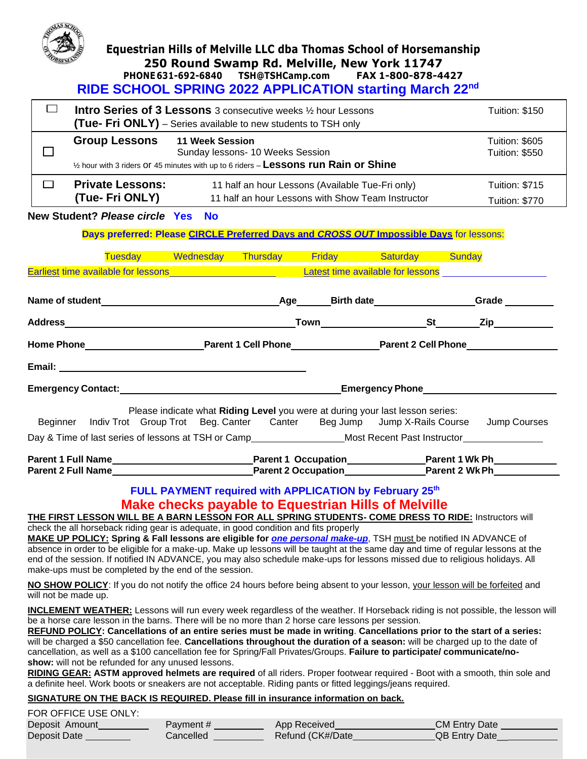# Equestrian Hills of Melville LLC dba Thomas School of Horsemanship

**250 Round Swamp Rd. Melville, New York 11747**

**PHONE 631-692-6840 TSH@TSHCamp.com FAX 1-800-878-4427**

## RIDE SCHOOL SPRING 2022 APPLICATION starting March 22nd

| | | | |
|---|---|---|---|
| ☐ | **Intro Series of 3 Lessons** 3 consecutive weeks ½ hour Lessons<br>**(Tue- Fri ONLY)** – Series available to new students to TSH only | | Tuition: $150 |
| ☐ | **Group Lessons**<br>½ hour with 3 riders or 45 minutes with up to 6 riders – **Lessons run Rain or Shine** | **11 Week Session**<br>Sunday lessons- 10 Weeks Session | Tuition: $605<br>Tuition: $550 |
| ☐ | **Private Lessons: (Tue- Fri ONLY)** | 11 half an hour Lessons (Available Tue-Fri only)<br>11 half an hour Lessons with Show Team Instructor | Tuition: $715<br>Tuition: $770 |

**New Student? *Please circle*** **Yes** **No**

**Days preferred: Please CIRCLE Preferred Days and *CROSS OUT* Impossible Days** for lessons:

Tuesday Wednesday Thursday Friday Saturday Sunday

Earliest time available for lessons__________________ Latest time available for lessons __________________

**Name of student**______________________________**Age**______**Birth date**________________**Grade** ________

**Address**______________________________________**Town**__________________**St**_______**Zip**__________

**Home Phone**____________________**Parent 1 Cell Phone**______________**Parent 2 Cell Phone**_______________

**Email:** ____________________________________________

**Emergency Contact:**____________________________________**Emergency Phone**_______________________

Please indicate what **Riding Level** you were at during your last lesson series:

Beginner Indiv Trot Group Trot Beg. Canter Canter Beg Jump Jump X-Rails Course Jump Courses

Day & Time of last series of lessons at TSH or Camp________________Most Recent Past Instructor______________

**Parent 1 Full Name**_______________________**Parent 1 Occupation**_____________**Parent 1 Wk Ph**___________

**Parent 2 Full Name**_______________________**Parent 2 Occupation**_____________**Parent 2 Wk Ph**___________

**FULL PAYMENT required with APPLICATION by February 25th**

**Make checks payable to Equestrian Hills of Melville**

**THE FIRST LESSON WILL BE A BARN LESSON FOR ALL SPRING STUDENTS- COME DRESS TO RIDE:** Instructors will check the all horseback riding gear is adequate, in good condition and fits properly

**MAKE UP POLICY: Spring & Fall lessons are eligible for *one personal make-up***, TSH must be notified IN ADVANCE of absence in order to be eligible for a make-up. Make up lessons will be taught at the same day and time of regular lessons at the end of the session. If notified IN ADVANCE, you may also schedule make-ups for lessons missed due to religious holidays. All make-ups must be completed by the end of the session.

**NO SHOW POLICY**: If you do not notify the office 24 hours before being absent to your lesson, your lesson will be forfeited and will not be made up.

**INCLEMENT WEATHER:** Lessons will run every week regardless of the weather. If Horseback riding is not possible, the lesson will be a horse care lesson in the barns. There will be no more than 2 horse care lessons per session.

**REFUND POLICY: Cancellations of an entire series must be made in writing**. **Cancellations prior to the start of a series:** will be charged a $50 cancellation fee. **Cancellations throughout the duration of a season:** will be charged up to the date of cancellation, as well as a $100 cancellation fee for Spring/Fall Privates/Groups. **Failure to participate/ communicate/no-show:** will not be refunded for any unused lessons.

**RIDING GEAR: ASTM approved helmets are required** of all riders. Proper footwear required - Boot with a smooth, thin sole and a definite heel. Work boots or sneakers are not acceptable. Riding pants or fitted leggings/jeans required.

**SIGNATURE ON THE BACK IS REQUIRED. Please fill in insurance information on back.**

FOR OFFICE USE ONLY:

| | | | |
|---|---|---|---|
| Deposit Amount________ | Payment # ________ | App Received________________ | CM Entry Date __________ |
| Deposit Date ________ | Cancelled ________ | Refund (CK#/Date______________ | QB Entry Date__________ |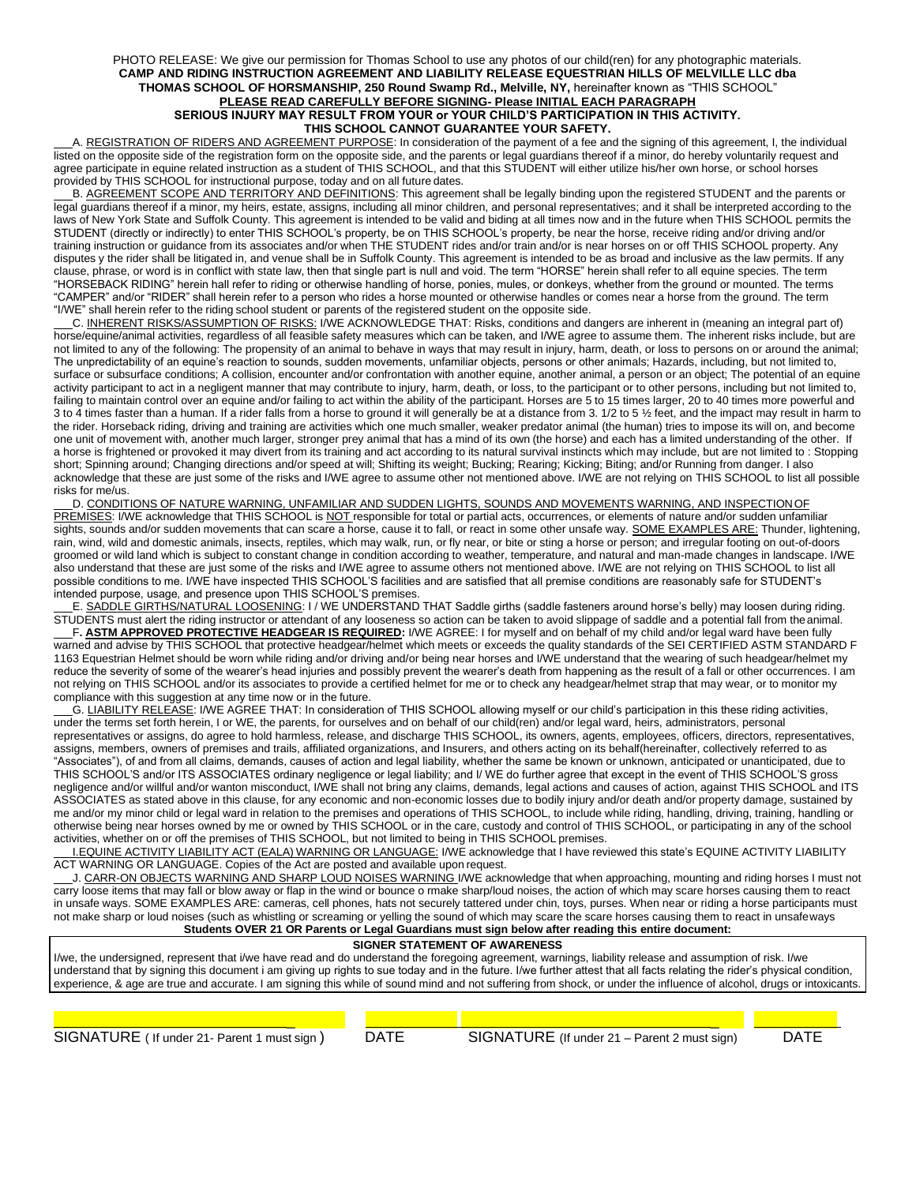PHOTO RELEASE: We give our permission for Thomas School to use any photos of our child(ren) for any photographic materials.

**CAMP AND RIDING INSTRUCTION AGREEMENT AND LIABILITY RELEASE EQUESTRIAN HILLS OF MELVILLE LLC dba THOMAS SCHOOL OF HORSMANSHIP, 250 Round Swamp Rd., Melville, NY,** hereinafter known as "THIS SCHOOL"

**PLEASE READ CAREFULLY BEFORE SIGNING- Please INITIAL EACH PARAGRAPH**

**SERIOUS INJURY MAY RESULT FROM YOUR or YOUR CHILD'S PARTICIPATION IN THIS ACTIVITY.**

**THIS SCHOOL CANNOT GUARANTEE YOUR SAFETY.**

___A. REGISTRATION OF RIDERS AND AGREEMENT PURPOSE: In consideration of the payment of a fee and the signing of this agreement, I, the individual listed on the opposite side of the registration form on the opposite side, and the parents or legal guardians thereof if a minor, do hereby voluntarily request and agree participate in equine related instruction as a student of THIS SCHOOL, and that this STUDENT will either utilize his/her own horse, or school horses provided by THIS SCHOOL for instructional purpose, today and on all future dates.

___B. AGREEMENT SCOPE AND TERRITORY AND DEFINITIONS: This agreement shall be legally binding upon the registered STUDENT and the parents or legal guardians thereof if a minor, my heirs, estate, assigns, including all minor children, and personal representatives; and it shall be interpreted according to the laws of New York State and Suffolk County. This agreement is intended to be valid and biding at all times now and in the future when THIS SCHOOL permits the STUDENT (directly or indirectly) to enter THIS SCHOOL's property, be on THIS SCHOOL's property, be near the horse, receive riding and/or driving and/or training instruction or guidance from its associates and/or when THE STUDENT rides and/or train and/or is near horses on or off THIS SCHOOL property. Any disputes y the rider shall be litigated in, and venue shall be in Suffolk County. This agreement is intended to be as broad and inclusive as the law permits. If any clause, phrase, or word is in conflict with state law, then that single part is null and void. The term "HORSE" herein shall refer to all equine species. The term "HORSEBACK RIDING" herein hall refer to riding or otherwise handling of horse, ponies, mules, or donkeys, whether from the ground or mounted. The terms "CAMPER" and/or "RIDER" shall herein refer to a person who rides a horse mounted or otherwise handles or comes near a horse from the ground. The term "I/WE" shall herein refer to the riding school student or parents of the registered student on the opposite side.

___C. INHERENT RISKS/ASSUMPTION OF RISKS: I/WE ACKNOWLEDGE THAT: Risks, conditions and dangers are inherent in (meaning an integral part of) horse/equine/animal activities, regardless of all feasible safety measures which can be taken, and I/WE agree to assume them. The inherent risks include, but are not limited to any of the following: The propensity of an animal to behave in ways that may result in injury, harm, death, or loss to persons on or around the animal; The unpredictability of an equine's reaction to sounds, sudden movements, unfamiliar objects, persons or other animals; Hazards, including, but not limited to, surface or subsurface conditions; A collision, encounter and/or confrontation with another equine, another animal, a person or an object; The potential of an equine activity participant to act in a negligent manner that may contribute to injury, harm, death, or loss, to the participant or to other persons, including but not limited to, failing to maintain control over an equine and/or failing to act within the ability of the participant. Horses are 5 to 15 times larger, 20 to 40 times more powerful and 3 to 4 times faster than a human. If a rider falls from a horse to ground it will generally be at a distance from 3. 1/2 to 5 ½ feet, and the impact may result in harm to the rider. Horseback riding, driving and training are activities which one much smaller, weaker predator animal (the human) tries to impose its will on, and become one unit of movement with, another much larger, stronger prey animal that has a mind of its own (the horse) and each has a limited understanding of the other. If a horse is frightened or provoked it may divert from its training and act according to its natural survival instincts which may include, but are not limited to : Stopping short; Spinning around; Changing directions and/or speed at will; Shifting its weight; Bucking; Rearing; Kicking; Biting; and/or Running from danger. I also acknowledge that these are just some of the risks and I/WE agree to assume other not mentioned above. I/WE are not relying on THIS SCHOOL to list all possible risks for me/us.

___D. CONDITIONS OF NATURE WARNING, UNFAMILIAR AND SUDDEN LIGHTS, SOUNDS AND MOVEMENTS WARNING, AND INSPECTION OF PREMISES: I/WE acknowledge that THIS SCHOOL is NOT responsible for total or partial acts, occurrences, or elements of nature and/or sudden unfamiliar sights, sounds and/or sudden movements that can scare a horse, cause it to fall, or react in some other unsafe way. SOME EXAMPLES ARE: Thunder, lightening, rain, wind, wild and domestic animals, insects, reptiles, which may walk, run, or fly near, or bite or sting a horse or person; and irregular footing on out-of-doors groomed or wild land which is subject to constant change in condition according to weather, temperature, and natural and man-made changes in landscape. I/WE also understand that these are just some of the risks and I/WE agree to assume others not mentioned above. I/WE are not relying on THIS SCHOOL to list all possible conditions to me. I/WE have inspected THIS SCHOOL'S facilities and are satisfied that all premise conditions are reasonably safe for STUDENT's intended purpose, usage, and presence upon THIS SCHOOL'S premises.

___E. SADDLE GIRTHS/NATURAL LOOSENING: I / WE UNDERSTAND THAT Saddle girths (saddle fasteners around horse's belly) may loosen during riding. STUDENTS must alert the riding instructor or attendant of any looseness so action can be taken to avoid slippage of saddle and a potential fall from the animal.

___F**. ASTM APPROVED PROTECTIVE HEADGEAR IS REQUIRED:** I/WE AGREE: I for myself and on behalf of my child and/or legal ward have been fully warned and advise by THIS SCHOOL that protective headgear/helmet which meets or exceeds the quality standards of the SEI CERTIFIED ASTM STANDARD F 1163 Equestrian Helmet should be worn while riding and/or driving and/or being near horses and I/WE understand that the wearing of such headgear/helmet my reduce the severity of some of the wearer's head injuries and possibly prevent the wearer's death from happening as the result of a fall or other occurrences. I am not relying on THIS SCHOOL and/or its associates to provide a certified helmet for me or to check any headgear/helmet strap that may wear, or to monitor my compliance with this suggestion at any time now or in the future.

___G. LIABILITY RELEASE: I/WE AGREE THAT: In consideration of THIS SCHOOL allowing myself or our child's participation in this these riding activities, under the terms set forth herein, I or WE, the parents, for ourselves and on behalf of our child(ren) and/or legal ward, heirs, administrators, personal representatives or assigns, do agree to hold harmless, release, and discharge THIS SCHOOL, its owners, agents, employees, officers, directors, representatives, assigns, members, owners of premises and trails, affiliated organizations, and Insurers, and others acting on its behalf(hereinafter, collectively referred to as "Associates"), of and from all claims, demands, causes of action and legal liability, whether the same be known or unknown, anticipated or unanticipated, due to THIS SCHOOL'S and/or ITS ASSOCIATES ordinary negligence or legal liability; and I/ WE do further agree that except in the event of THIS SCHOOL'S gross negligence and/or willful and/or wanton misconduct, I/WE shall not bring any claims, demands, legal actions and causes of action, against THIS SCHOOL and ITS ASSOCIATES as stated above in this clause, for any economic and non-economic losses due to bodily injury and/or death and/or property damage, sustained by me and/or my minor child or legal ward in relation to the premises and operations of THIS SCHOOL, to include while riding, handling, driving, training, handling or otherwise being near horses owned by me or owned by THIS SCHOOL or in the care, custody and control of THIS SCHOOL, or participating in any of the school activities, whether on or off the premises of THIS SCHOOL, but not limited to being in THIS SCHOOL premises.

___I.EQUINE ACTIVITY LIABILITY ACT (EALA) WARNING OR LANGUAGE: I/WE acknowledge that I have reviewed this state's EQUINE ACTIVITY LIABILITY ACT WARNING OR LANGUAGE. Copies of the Act are posted and available upon request.

___J. CARR-ON OBJECTS WARNING AND SHARP LOUD NOISES WARNING I/WE acknowledge that when approaching, mounting and riding horses I must not carry loose items that may fall or blow away or flap in the wind or bounce o rmake sharp/loud noises, the action of which may scare horses causing them to react in unsafe ways. SOME EXAMPLES ARE: cameras, cell phones, hats not securely tattered under chin, toys, purses. When near or riding a horse participants must not make sharp or loud noises (such as whistling or screaming or yelling the sound of which may scare the scare horses causing them to react in unsafeways

**Students OVER 21 OR Parents or Legal Guardians must sign below after reading this entire document:**

**SIGNER STATEMENT OF AWARENESS**

I/we, the undersigned, represent that i/we have read and do understand the foregoing agreement, warnings, liability release and assumption of risk. I/we understand that by signing this document i am giving up rights to sue today and in the future. I/we further attest that all facts relating the rider's physical condition, experience, & age are true and accurate. I am signing this while of sound mind and not suffering from shock, or under the influence of alcohol, drugs or intoxicants.

| | | | |
|---|---|---|---|
| SIGNATURE ( If under 21- Parent 1 must sign ) | DATE | SIGNATURE (If under 21 – Parent 2 must sign) | DATE |